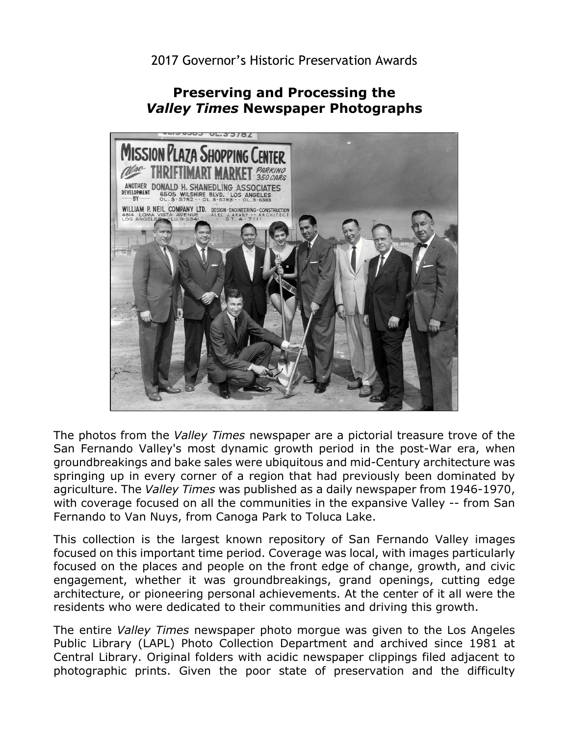2017 Governor's Historic Preservation Awards

# Preserving and Processing the *Valley Times* Newspaper Photographs

The photos from the *Valley Times* newspaper are a pictorial treasure trove of the San Fernando Valley's most dynamic growth period in the post-War era, when groundbreakings and bake sales were ubiquitous and mid-Century architecture was springing up in every corner of a region that had previously been dominated by agriculture. The *Valley Times* was published as a daily newspaper from 1946-1970, with coverage focused on all the communities in the expansive Valley -- from San Fernando to Van Nuys, from Canoga Park to Toluca Lake.

This collection is the largest known repository of San Fernando Valley images focused on this important time period. Coverage was local, with images particularly focused on the places and people on the front edge of change, growth, and civic engagement, whether it was groundbreakings, grand openings, cutting edge architecture, or pioneering personal achievements. At the center of it all were the residents who were dedicated to their communities and driving this growth.

The entire *Valley Times* newspaper photo morgue was given to the Los Angeles Public Library (LAPL) Photo Collection Department and archived since 1981 at Central Library. Original folders with acidic newspaper clippings filed adjacent to photographic prints. Given the poor state of preservation and the difficulty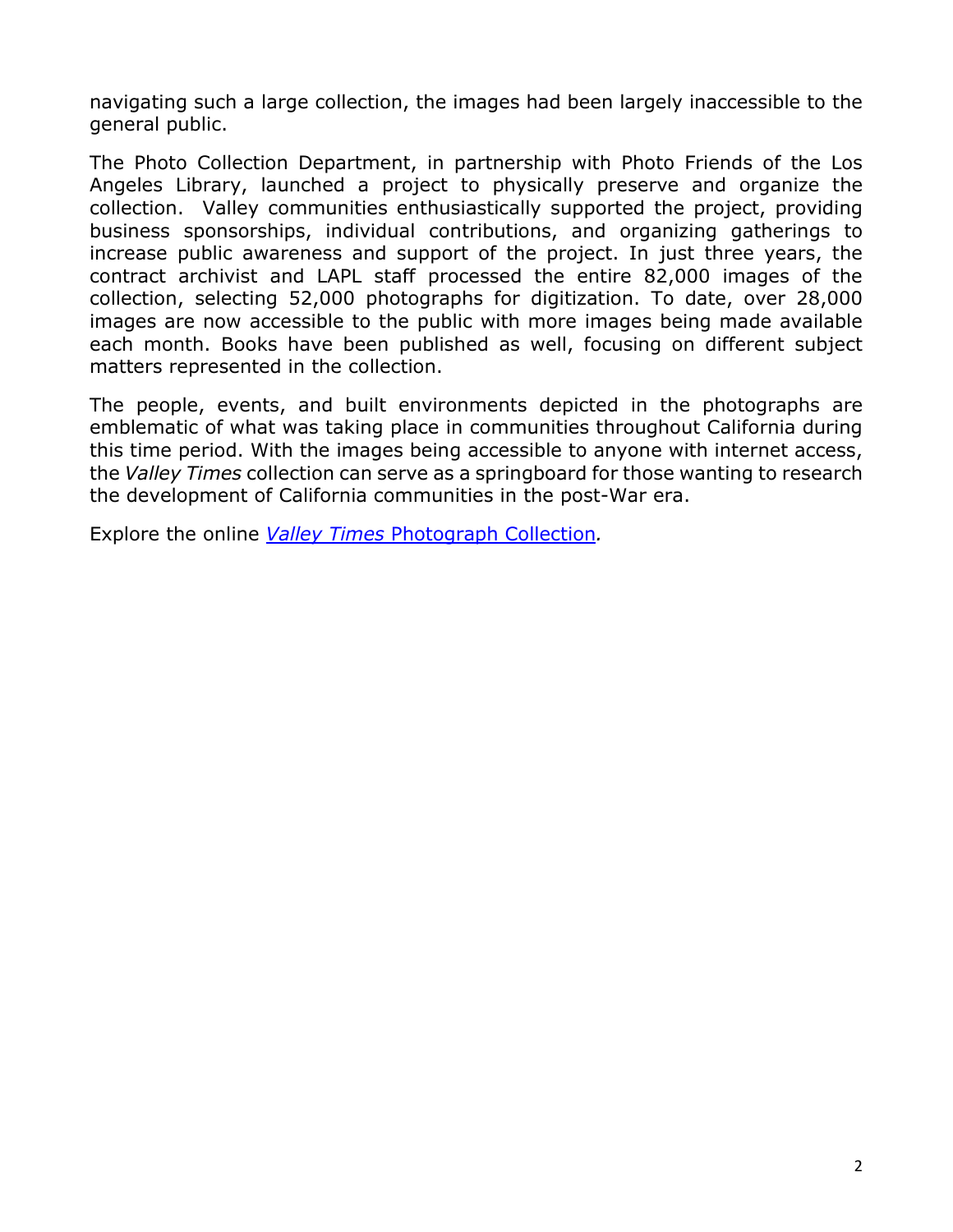navigating such a large collection, the images had been largely inaccessible to the general public.

The Photo Collection Department, in partnership with Photo Friends of the Los Angeles Library, launched a project to physically preserve and organize the collection. Valley communities enthusiastically supported the project, providing business sponsorships, individual contributions, and organizing gatherings to increase public awareness and support of the project. In just three years, the contract archivist and LAPL staff processed the entire 82,000 images of the collection, selecting 52,000 photographs for digitization. To date, over 28,000 images are now accessible to the public with more images being made available each month. Books have been published as well, focusing on different subject matters represented in the collection.

The people, events, and built environments depicted in the photographs are emblematic of what was taking place in communities throughout California during this time period. With the images being accessible to anyone with internet access, the *Valley Times* collection can serve as a springboard for those wanting to research the development of California communities in the post-War era.

Explore the online *Valley Times* Photograph Collection.